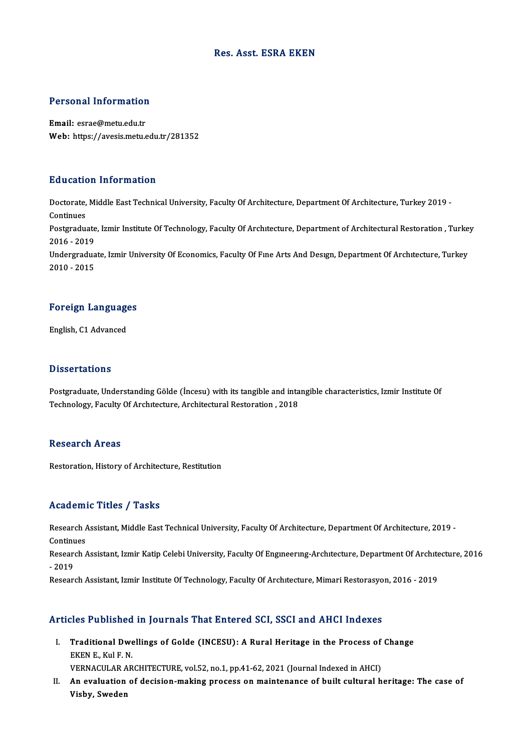# Res. Asst. ESRA EKEN

## Personal Information

**Email:** esrae@metu.edu.tr
**Web:** https://avesis.metu.edu.tr/281352

## Education Information

Doctorate, Middle East Technical University, Faculty Of Architecture, Department Of Architecture, Turkey 2019 - Continues

Postgraduate, Izmir Institute Of Technology, Faculty Of Archıtecture, Department of Architectural Restoration , Turkey 2016 - 2019

Undergraduate, Izmir University Of Economics, Faculty Of Fıne Arts And Desıgn, Department Of Archıtecture, Turkey 2010 - 2015

## Foreign Languages

English, C1 Advanced

## Dissertations

Postgraduate, Understanding Gölde (İncesu) with its tangible and intangible characteristics, Izmir Institute Of Technology, Faculty Of Archıtecture, Architectural Restoration , 2018

## Research Areas

Restoration, History of Architecture, Restitution

## Academic Titles / Tasks

Research Assistant, Middle East Technical University, Faculty Of Architecture, Department Of Architecture, 2019 - Continues

Research Assistant, Izmir Katip Celebi University, Faculty Of Engıneerıng-Archıtecture, Department Of Archıtecture, 2016 - 2019

Research Assistant, Izmir Institute Of Technology, Faculty Of Archıtecture, Mimari Restorasyon, 2016 - 2019

## Articles Published in Journals That Entered SCI, SSCI and AHCI Indexes

I. **Traditional Dwellings of Golde (INCESU): A Rural Heritage in the Process of Change**
   EKEN E., Kul F. N.
   VERNACULAR ARCHITECTURE, vol.52, no.1, pp.41-62, 2021 (Journal Indexed in AHCI)

II. **An evaluation of decision-making process on maintenance of built cultural heritage: The case of Visby, Sweden**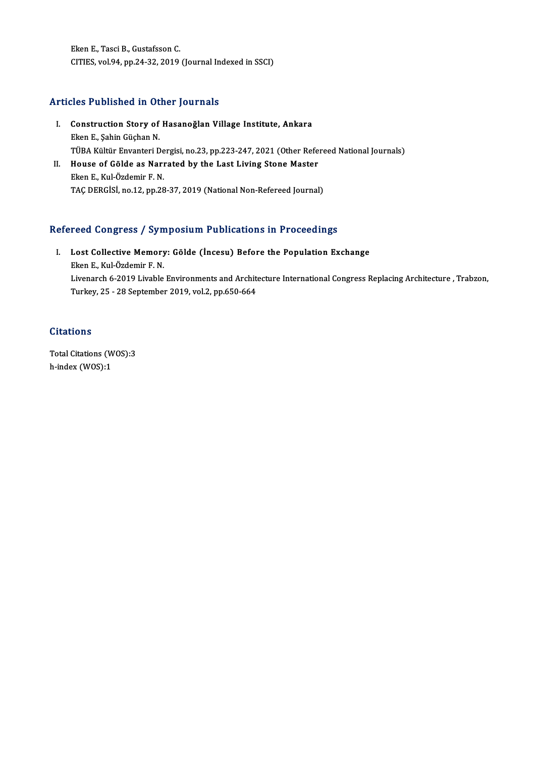Eken E., Tasci B., Gustafsson C.
CITIES, vol.94, pp.24-32, 2019 (Journal Indexed in SSCI)

## Articles Published in Other Journals

I. **Construction Story of Hasanoğlan Village Institute, Ankara**
   Eken E., Şahin Güçhan N.
   TÜBA Kültür Envanteri Dergisi, no.23, pp.223-247, 2021 (Other Refereed National Journals)

II. **House of Gölde as Narrated by the Last Living Stone Master**
   Eken E., Kul-Özdemir F. N.
   TAÇ DERGİSİ, no.12, pp.28-37, 2019 (National Non-Refereed Journal)

## Refereed Congress / Symposium Publications in Proceedings

I. **Lost Collective Memory: Gölde (İncesu) Before the Population Exchange**
   Eken E., Kul-Özdemir F. N.
   Livenarch 6-2019 Livable Environments and Architecture International Congress Replacing Architecture , Trabzon, Turkey, 25 - 28 September 2019, vol.2, pp.650-664

## Citations

Total Citations (WOS):3
h-index (WOS):1